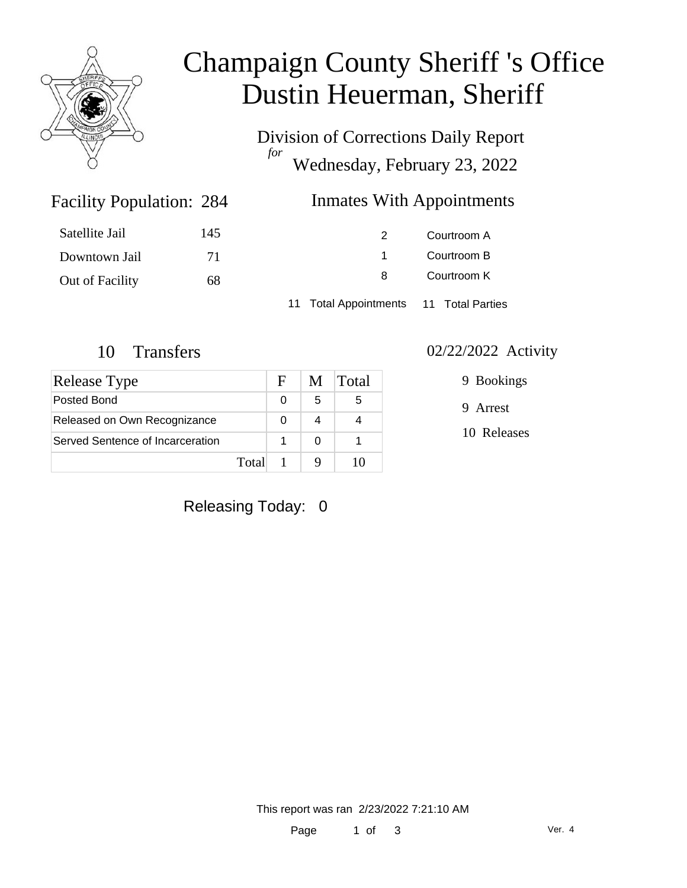# Champaign County Sheriff 's Office
# Dustin Heuerman, Sheriff

Division of Corrections Daily Report
*for*
Wednesday, February 23, 2022

## Facility Population: 284

| | |
|---|---|
| Satellite Jail | 145 |
| Downtown Jail | 71 |
| Out of Facility | 68 |

## Inmates With Appointments

| | |
|---|---|
| 2 | Courtroom A |
| 1 | Courtroom B |
| 8 | Courtroom K |

11 Total Appointments 11 Total Parties

## 10 Transfers

| Release Type | F | M | Total |
|---|---|---|---|
| Posted Bond | 0 | 5 | 5 |
| Released on Own Recognizance | 0 | 4 | 4 |
| Served Sentence of Incarceration | 1 | 0 | 1 |
| Total | 1 | 9 | 10 |

## 02/22/2022 Activity

- 9 Bookings
- 9 Arrest
- 10 Releases

Releasing Today: 0

This report was ran 2/23/2022 7:21:10 AM

Ver. 4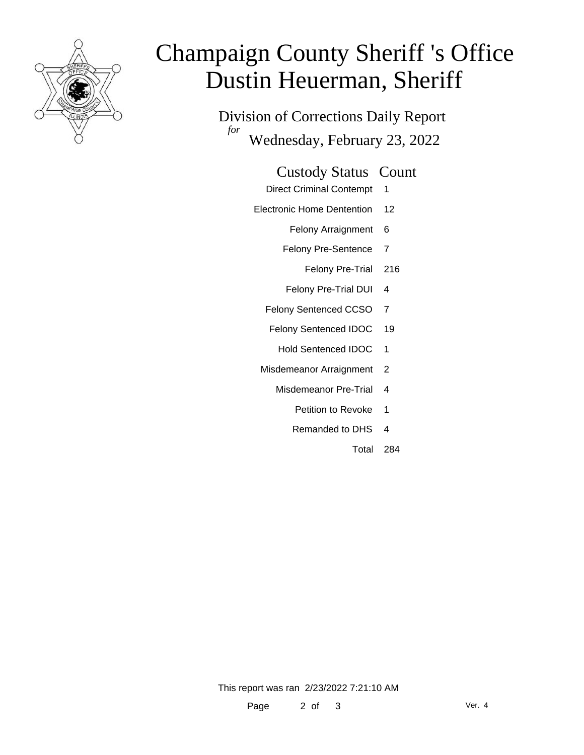# Champaign County Sheriff 's Office
# Dustin Heuerman, Sheriff

Division of Corrections Daily Report

*for* Wednesday, February 23, 2022

| Custody Status | Count |
|---|---|
| Direct Criminal Contempt | 1 |
| Electronic Home Dentention | 12 |
| Felony Arraignment | 6 |
| Felony Pre-Sentence | 7 |
| Felony Pre-Trial | 216 |
| Felony Pre-Trial DUI | 4 |
| Felony Sentenced CCSO | 7 |
| Felony Sentenced IDOC | 19 |
| Hold Sentenced IDOC | 1 |
| Misdemeanor Arraignment | 2 |
| Misdemeanor Pre-Trial | 4 |
| Petition to Revoke | 1 |
| Remanded to DHS | 4 |
| Total | 284 |

This report was ran 2/23/2022 7:21:10 AM

Ver. 4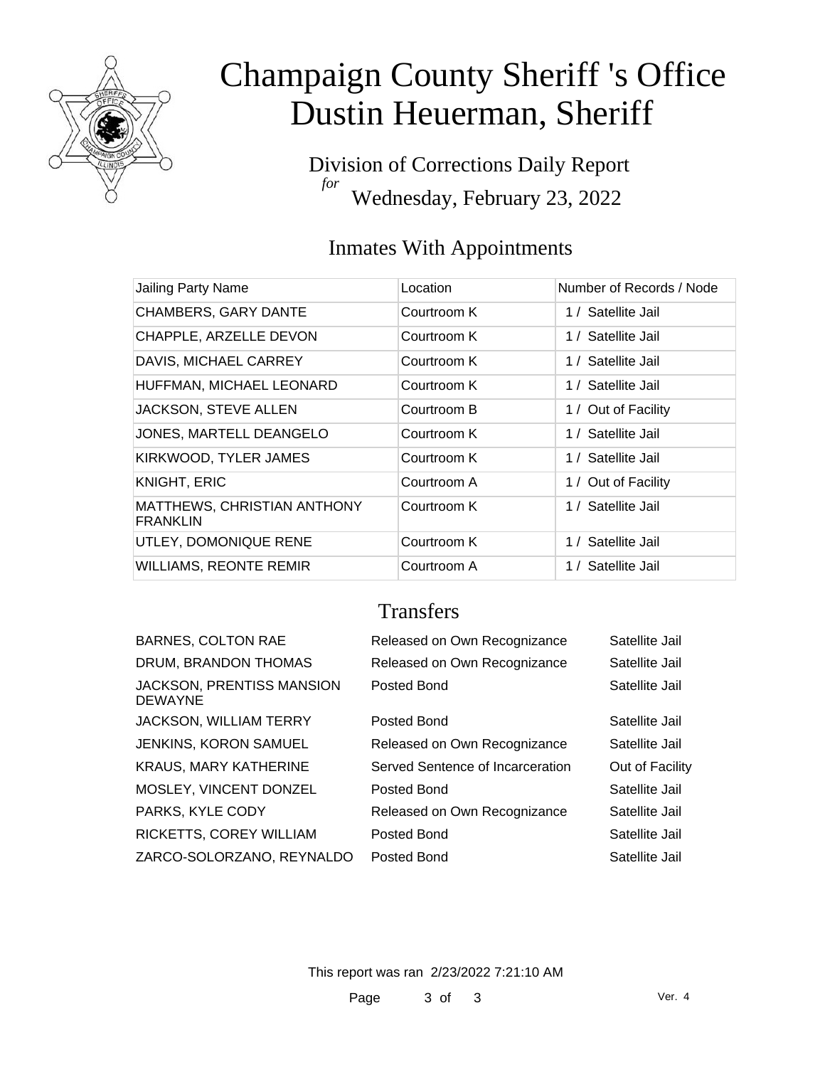# Champaign County Sheriff 's Office
# Dustin Heuerman, Sheriff

Division of Corrections Daily Report
*for*
Wednesday, February 23, 2022

## Inmates With Appointments

| Jailing Party Name | Location | Number of Records / Node |
|---|---|---|
| CHAMBERS, GARY DANTE | Courtroom K | 1 / Satellite Jail |
| CHAPPLE, ARZELLE DEVON | Courtroom K | 1 / Satellite Jail |
| DAVIS, MICHAEL CARREY | Courtroom K | 1 / Satellite Jail |
| HUFFMAN, MICHAEL LEONARD | Courtroom K | 1 / Satellite Jail |
| JACKSON, STEVE ALLEN | Courtroom B | 1 / Out of Facility |
| JONES, MARTELL DEANGELO | Courtroom K | 1 / Satellite Jail |
| KIRKWOOD, TYLER JAMES | Courtroom K | 1 / Satellite Jail |
| KNIGHT, ERIC | Courtroom A | 1 / Out of Facility |
| MATTHEWS, CHRISTIAN ANTHONY FRANKLIN | Courtroom K | 1 / Satellite Jail |
| UTLEY, DOMONIQUE RENE | Courtroom K | 1 / Satellite Jail |
| WILLIAMS, REONTE REMIR | Courtroom A | 1 / Satellite Jail |

## Transfers

| | | |
|---|---|---|
| BARNES, COLTON RAE | Released on Own Recognizance | Satellite Jail |
| DRUM, BRANDON THOMAS | Released on Own Recognizance | Satellite Jail |
| JACKSON, PRENTISS MANSION DEWAYNE | Posted Bond | Satellite Jail |
| JACKSON, WILLIAM TERRY | Posted Bond | Satellite Jail |
| JENKINS, KORON SAMUEL | Released on Own Recognizance | Satellite Jail |
| KRAUS, MARY KATHERINE | Served Sentence of Incarceration | Out of Facility |
| MOSLEY, VINCENT DONZEL | Posted Bond | Satellite Jail |
| PARKS, KYLE CODY | Released on Own Recognizance | Satellite Jail |
| RICKETTS, COREY WILLIAM | Posted Bond | Satellite Jail |
| ZARCO-SOLORZANO, REYNALDO | Posted Bond | Satellite Jail |

This report was ran 2/23/2022 7:21:10 AM

Ver. 4